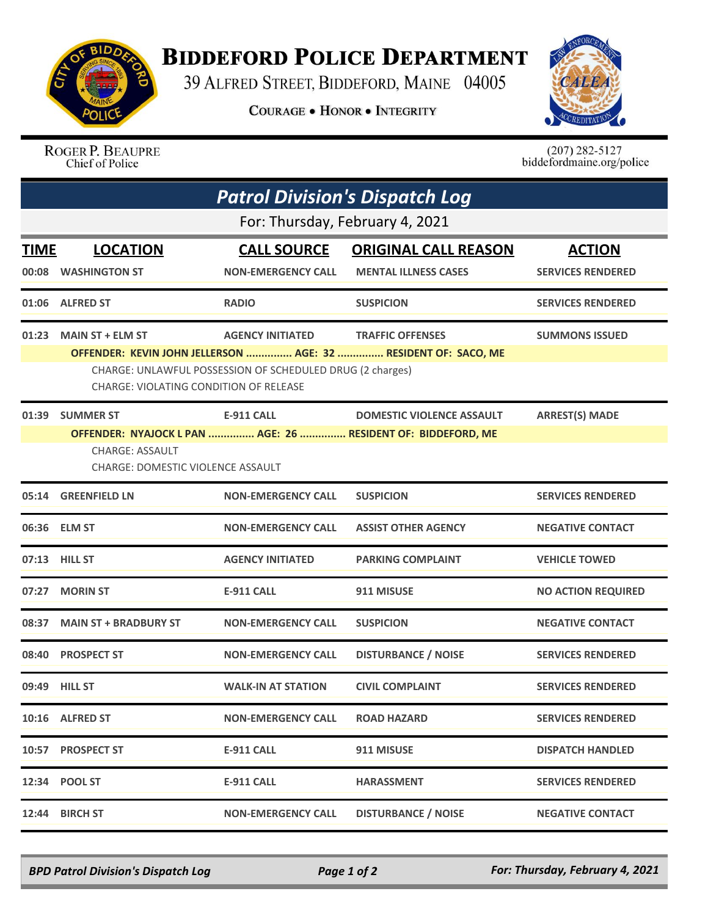# BIDDEFORD POLICE DEPARTMENT

39 ALFRED STREET, BIDDEFORD, MAINE 04005

COURAGE • HONOR • INTEGRITY

ROGER P. BEAUPRE
Chief of Police

(207) 282-5127
biddefordmaine.org/police

## *Patrol Division's Dispatch Log*

For: Thursday, February 4, 2021

| TIME | LOCATION | CALL SOURCE | ORIGINAL CALL REASON | ACTION |
|---|---|---|---|---|
| 00:08 | WASHINGTON ST | NON-EMERGENCY CALL | MENTAL ILLNESS CASES | SERVICES RENDERED |
| 01:06 | ALFRED ST | RADIO | SUSPICION | SERVICES RENDERED |
| 01:23 | MAIN ST + ELM ST | AGENCY INITIATED | TRAFFIC OFFENSES | SUMMONS ISSUED |
| | OFFENDER: KEVIN JOHN JELLERSON ............... AGE: 32 ............... RESIDENT OF: SACO, ME<br>CHARGE: UNLAWFUL POSSESSION OF SCHEDULED DRUG (2 charges)<br>CHARGE: VIOLATING CONDITION OF RELEASE | | | |
| 01:39 | SUMMER ST | E-911 CALL | DOMESTIC VIOLENCE ASSAULT | ARREST(S) MADE |
| | OFFENDER: NYAJOCK L PAN ............... AGE: 26 ............... RESIDENT OF: BIDDEFORD, ME<br>CHARGE: ASSAULT<br>CHARGE: DOMESTIC VIOLENCE ASSAULT | | | |
| 05:14 | GREENFIELD LN | NON-EMERGENCY CALL | SUSPICION | SERVICES RENDERED |
| 06:36 | ELM ST | NON-EMERGENCY CALL | ASSIST OTHER AGENCY | NEGATIVE CONTACT |
| 07:13 | HILL ST | AGENCY INITIATED | PARKING COMPLAINT | VEHICLE TOWED |
| 07:27 | MORIN ST | E-911 CALL | 911 MISUSE | NO ACTION REQUIRED |
| 08:37 | MAIN ST + BRADBURY ST | NON-EMERGENCY CALL | SUSPICION | NEGATIVE CONTACT |
| 08:40 | PROSPECT ST | NON-EMERGENCY CALL | DISTURBANCE / NOISE | SERVICES RENDERED |
| 09:49 | HILL ST | WALK-IN AT STATION | CIVIL COMPLAINT | SERVICES RENDERED |
| 10:16 | ALFRED ST | NON-EMERGENCY CALL | ROAD HAZARD | SERVICES RENDERED |
| 10:57 | PROSPECT ST | E-911 CALL | 911 MISUSE | DISPATCH HANDLED |
| 12:34 | POOL ST | E-911 CALL | HARASSMENT | SERVICES RENDERED |
| 12:44 | BIRCH ST | NON-EMERGENCY CALL | DISTURBANCE / NOISE | NEGATIVE CONTACT |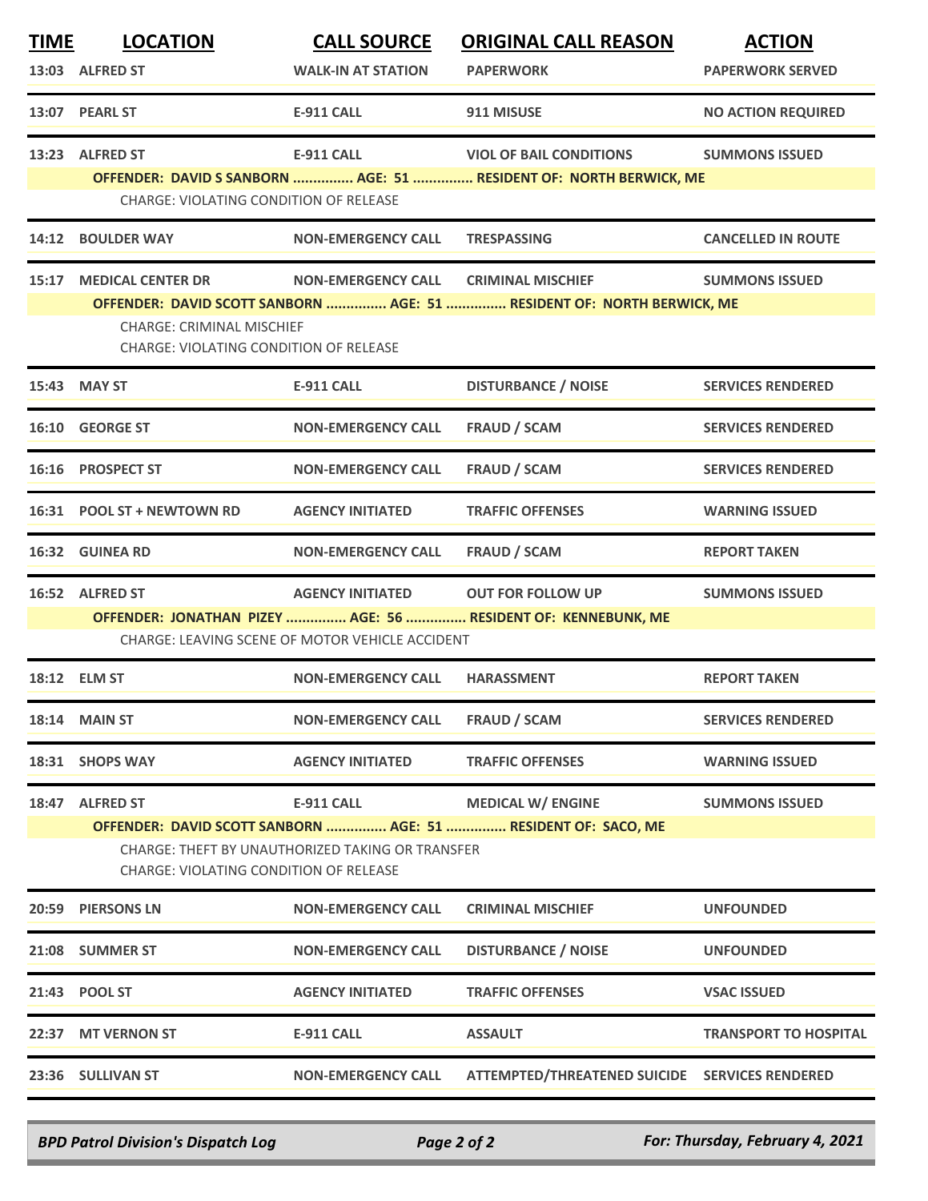| TIME | LOCATION | CALL SOURCE | ORIGINAL CALL REASON | ACTION |
|---|---|---|---|---|
| 13:03 | ALFRED ST | WALK-IN AT STATION | PAPERWORK | PAPERWORK SERVED |
| 13:07 | PEARL ST | E-911 CALL | 911 MISUSE | NO ACTION REQUIRED |
| 13:23 | ALFRED ST | E-911 CALL | VIOL OF BAIL CONDITIONS | SUMMONS ISSUED |
| | OFFENDER: DAVID S SANBORN ............... AGE: 51 ............... RESIDENT OF: NORTH BERWICK, ME | | | |
| | CHARGE: VIOLATING CONDITION OF RELEASE | | | |
| 14:12 | BOULDER WAY | NON-EMERGENCY CALL | TRESPASSING | CANCELLED IN ROUTE |
| 15:17 | MEDICAL CENTER DR | NON-EMERGENCY CALL | CRIMINAL MISCHIEF | SUMMONS ISSUED |
| | OFFENDER: DAVID SCOTT SANBORN ............... AGE: 51 ............... RESIDENT OF: NORTH BERWICK, ME | | | |
| | CHARGE: CRIMINAL MISCHIEF<br>CHARGE: VIOLATING CONDITION OF RELEASE | | | |
| 15:43 | MAY ST | E-911 CALL | DISTURBANCE / NOISE | SERVICES RENDERED |
| 16:10 | GEORGE ST | NON-EMERGENCY CALL | FRAUD / SCAM | SERVICES RENDERED |
| 16:16 | PROSPECT ST | NON-EMERGENCY CALL | FRAUD / SCAM | SERVICES RENDERED |
| 16:31 | POOL ST + NEWTOWN RD | AGENCY INITIATED | TRAFFIC OFFENSES | WARNING ISSUED |
| 16:32 | GUINEA RD | NON-EMERGENCY CALL | FRAUD / SCAM | REPORT TAKEN |
| 16:52 | ALFRED ST | AGENCY INITIATED | OUT FOR FOLLOW UP | SUMMONS ISSUED |
| | OFFENDER: JONATHAN PIZEY ............... AGE: 56 ............... RESIDENT OF: KENNEBUNK, ME | | | |
| | CHARGE: LEAVING SCENE OF MOTOR VEHICLE ACCIDENT | | | |
| 18:12 | ELM ST | NON-EMERGENCY CALL | HARASSMENT | REPORT TAKEN |
| 18:14 | MAIN ST | NON-EMERGENCY CALL | FRAUD / SCAM | SERVICES RENDERED |
| 18:31 | SHOPS WAY | AGENCY INITIATED | TRAFFIC OFFENSES | WARNING ISSUED |
| 18:47 | ALFRED ST | E-911 CALL | MEDICAL W/ ENGINE | SUMMONS ISSUED |
| | OFFENDER: DAVID SCOTT SANBORN ............... AGE: 51 ............... RESIDENT OF: SACO, ME | | | |
| | CHARGE: THEFT BY UNAUTHORIZED TAKING OR TRANSFER<br>CHARGE: VIOLATING CONDITION OF RELEASE | | | |
| 20:59 | PIERSONS LN | NON-EMERGENCY CALL | CRIMINAL MISCHIEF | UNFOUNDED |
| 21:08 | SUMMER ST | NON-EMERGENCY CALL | DISTURBANCE / NOISE | UNFOUNDED |
| 21:43 | POOL ST | AGENCY INITIATED | TRAFFIC OFFENSES | VSAC ISSUED |
| 22:37 | MT VERNON ST | E-911 CALL | ASSAULT | TRANSPORT TO HOSPITAL |
| 23:36 | SULLIVAN ST | NON-EMERGENCY CALL | ATTEMPTED/THREATENED SUICIDE | SERVICES RENDERED |

*BPD Patrol Division's Dispatch Log* — *For: Thursday, February 4, 2021*